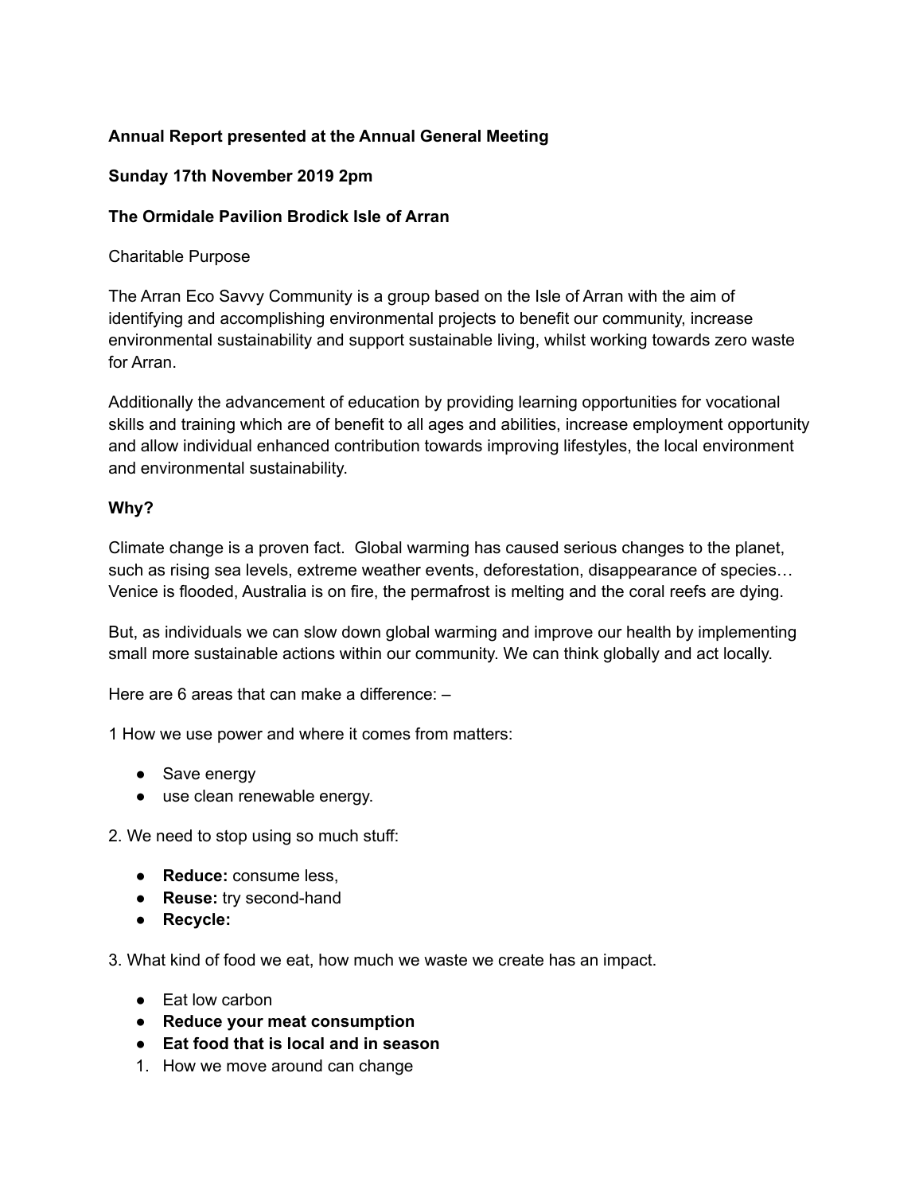**Annual Report presented at the Annual General Meeting**

**Sunday 17th November 2019 2pm**

**The Ormidale Pavilion Brodick Isle of Arran**

Charitable Purpose

The Arran Eco Savvy Community is a group based on the Isle of Arran with the aim of identifying and accomplishing environmental projects to benefit our community, increase environmental sustainability and support sustainable living, whilst working towards zero waste for Arran.

Additionally the advancement of education by providing learning opportunities for vocational skills and training which are of benefit to all ages and abilities, increase employment opportunity and allow individual enhanced contribution towards improving lifestyles, the local environment and environmental sustainability.

**Why?**

Climate change is a proven fact. Global warming has caused serious changes to the planet, such as rising sea levels, extreme weather events, deforestation, disappearance of species… Venice is flooded, Australia is on fire, the permafrost is melting and the coral reefs are dying.

But, as individuals we can slow down global warming and improve our health by implementing small more sustainable actions within our community. We can think globally and act locally.

Here are 6 areas that can make a difference: –

1 How we use power and where it comes from matters:

- Save energy
- use clean renewable energy.

2. We need to stop using so much stuff:

- **Reduce:** consume less,
- **Reuse:** try second-hand
- **Recycle:**

3. What kind of food we eat, how much we waste we create has an impact.

- Eat low carbon
- **Reduce your meat consumption**
- **Eat food that is local and in season**

1. How we move around can change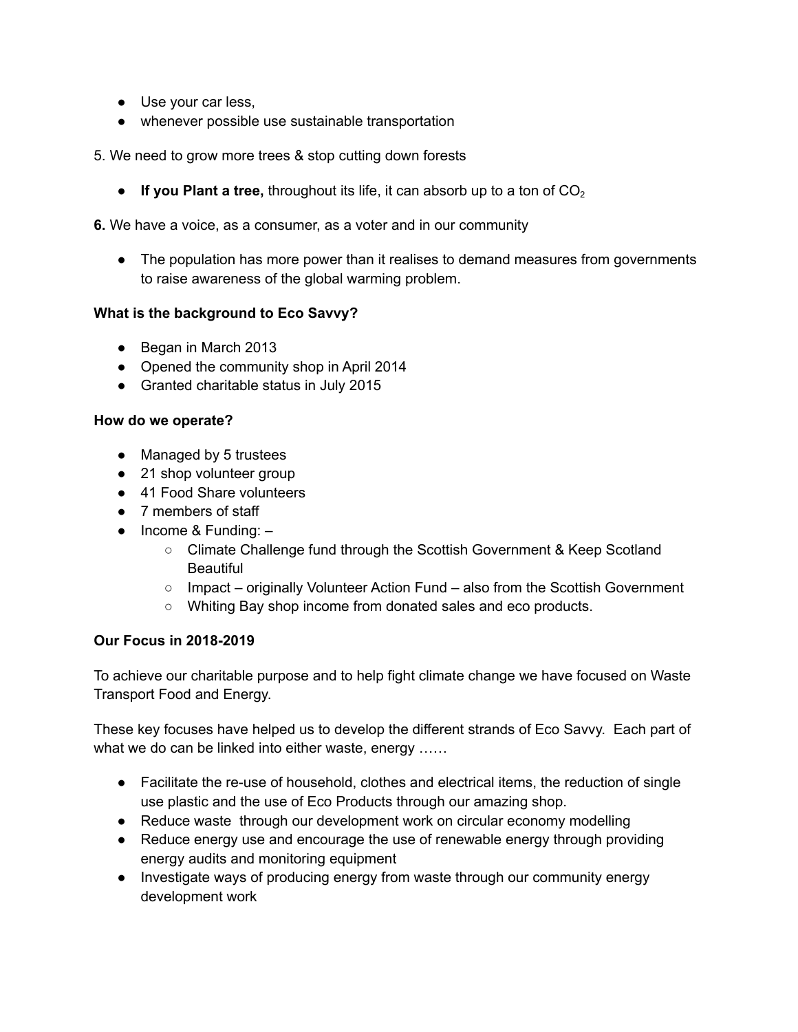- Use your car less,
- whenever possible use sustainable transportation

5. We need to grow more trees & stop cutting down forests

- **If you Plant a tree,** throughout its life, it can absorb up to a ton of $CO_2$

**6.** We have a voice, as a consumer, as a voter and in our community

- The population has more power than it realises to demand measures from governments to raise awareness of the global warming problem.

**What is the background to Eco Savvy?**

- Began in March 2013
- Opened the community shop in April 2014
- Granted charitable status in July 2015

**How do we operate?**

- Managed by 5 trustees
- 21 shop volunteer group
- 41 Food Share volunteers
- 7 members of staff
- Income & Funding: –
    - Climate Challenge fund through the Scottish Government & Keep Scotland Beautiful
    - Impact – originally Volunteer Action Fund – also from the Scottish Government
    - Whiting Bay shop income from donated sales and eco products.

**Our Focus in 2018-2019**

To achieve our charitable purpose and to help fight climate change we have focused on Waste Transport Food and Energy.

These key focuses have helped us to develop the different strands of Eco Savvy. Each part of what we do can be linked into either waste, energy ……

- Facilitate the re-use of household, clothes and electrical items, the reduction of single use plastic and the use of Eco Products through our amazing shop.
- Reduce waste through our development work on circular economy modelling
- Reduce energy use and encourage the use of renewable energy through providing energy audits and monitoring equipment
- Investigate ways of producing energy from waste through our community energy development work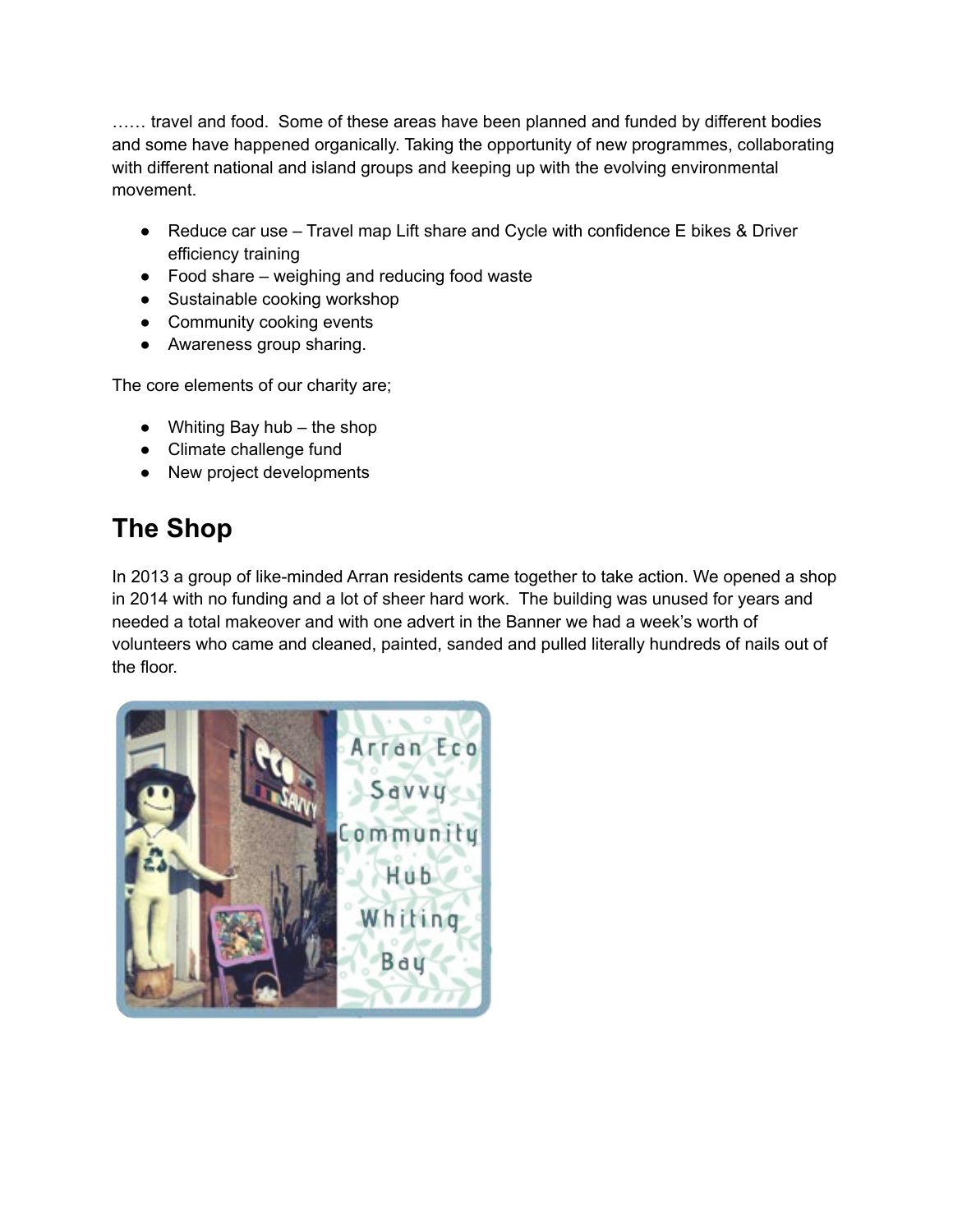…… travel and food.  Some of these areas have been planned and funded by different bodies and some have happened organically. Taking the opportunity of new programmes, collaborating with different national and island groups and keeping up with the evolving environmental movement.

- Reduce car use – Travel map Lift share and Cycle with confidence E bikes & Driver efficiency training
- Food share – weighing and reducing food waste
- Sustainable cooking workshop
- Community cooking events
- Awareness group sharing.

The core elements of our charity are;

- Whiting Bay hub – the shop
- Climate challenge fund
- New project developments

## The Shop

In 2013 a group of like-minded Arran residents came together to take action. We opened a shop in 2014 with no funding and a lot of sheer hard work.  The building was unused for years and needed a total makeover and with one advert in the Banner we had a week's worth of volunteers who came and cleaned, painted, sanded and pulled literally hundreds of nails out of the floor.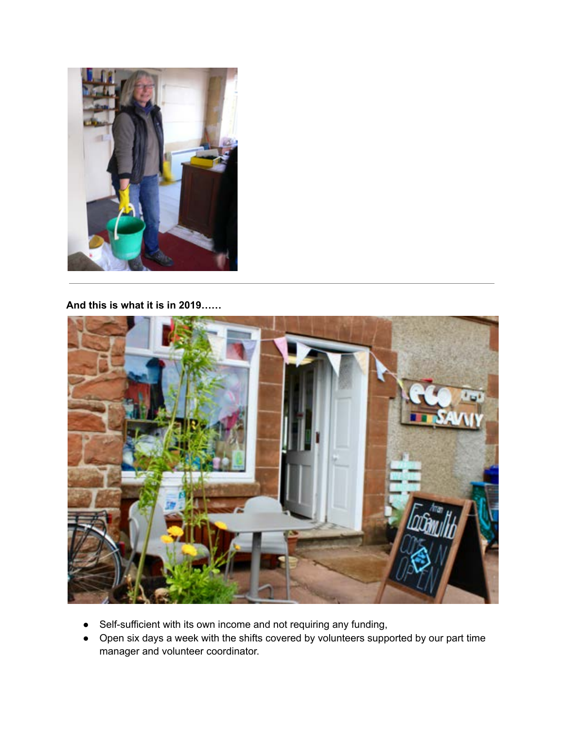---

**And this is what it is in 2019……**

- Self-sufficient with its own income and not requiring any funding,
- Open six days a week with the shifts covered by volunteers supported by our part time manager and volunteer coordinator.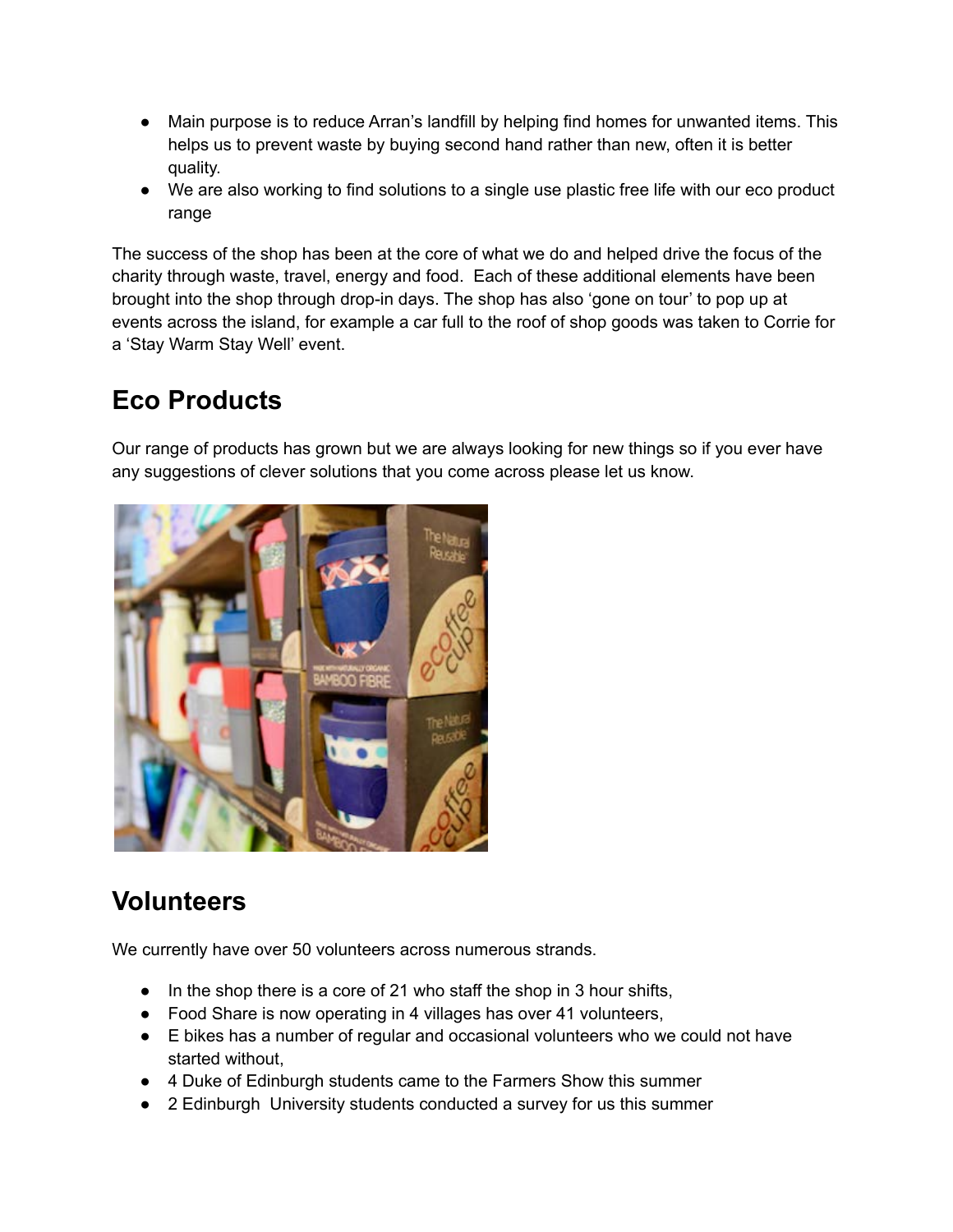- Main purpose is to reduce Arran's landfill by helping find homes for unwanted items. This helps us to prevent waste by buying second hand rather than new, often it is better quality.
- We are also working to find solutions to a single use plastic free life with our eco product range

The success of the shop has been at the core of what we do and helped drive the focus of the charity through waste, travel, energy and food. Each of these additional elements have been brought into the shop through drop-in days. The shop has also 'gone on tour' to pop up at events across the island, for example a car full to the roof of shop goods was taken to Corrie for a 'Stay Warm Stay Well' event.

## Eco Products

Our range of products has grown but we are always looking for new things so if you ever have any suggestions of clever solutions that you come across please let us know.

## Volunteers

We currently have over 50 volunteers across numerous strands.

- In the shop there is a core of 21 who staff the shop in 3 hour shifts,
- Food Share is now operating in 4 villages has over 41 volunteers,
- E bikes has a number of regular and occasional volunteers who we could not have started without,
- 4 Duke of Edinburgh students came to the Farmers Show this summer
- 2 Edinburgh University students conducted a survey for us this summer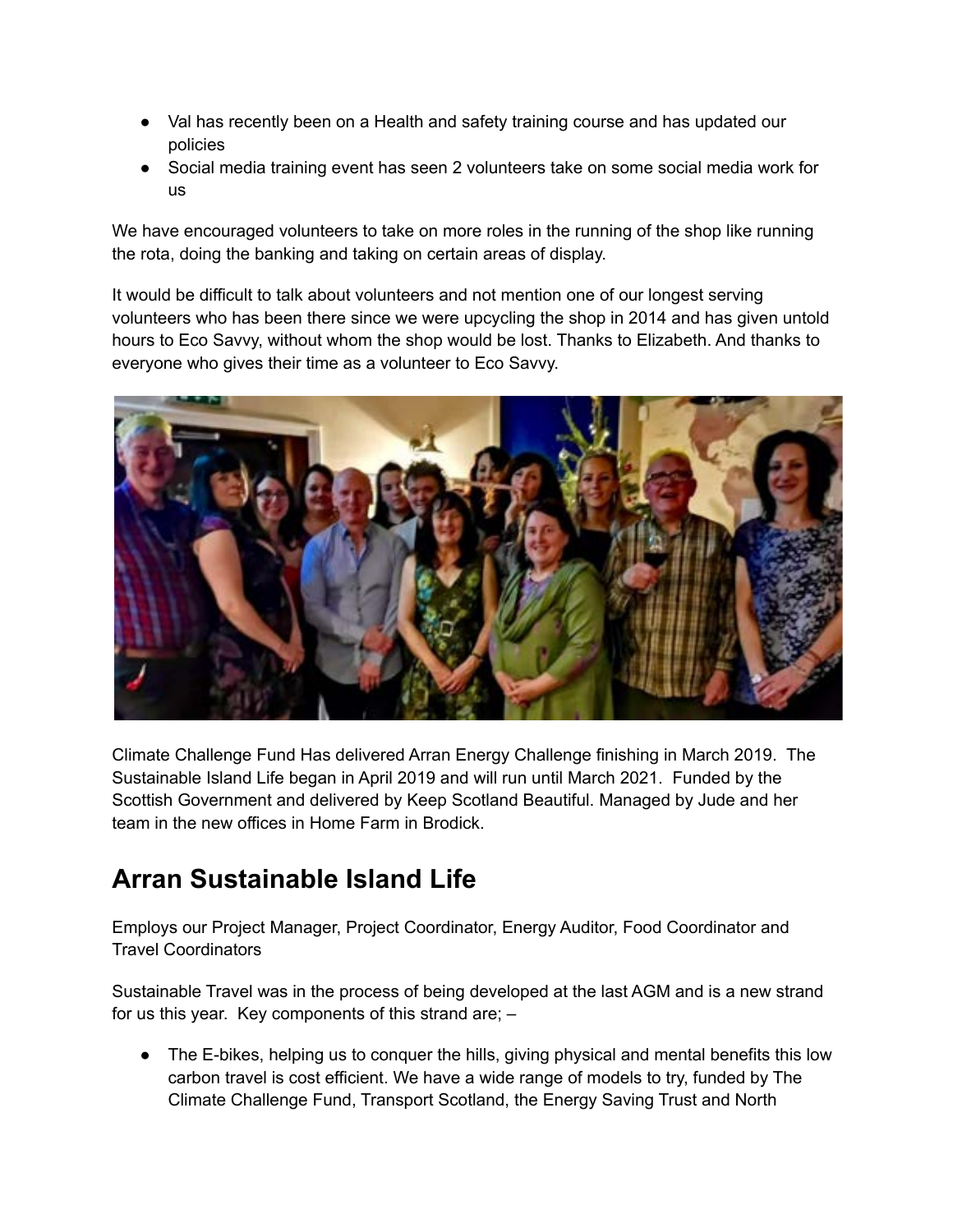- Val has recently been on a Health and safety training course and has updated our policies
- Social media training event has seen 2 volunteers take on some social media work for us

We have encouraged volunteers to take on more roles in the running of the shop like running the rota, doing the banking and taking on certain areas of display.

It would be difficult to talk about volunteers and not mention one of our longest serving volunteers who has been there since we were upcycling the shop in 2014 and has given untold hours to Eco Savvy, without whom the shop would be lost. Thanks to Elizabeth. And thanks to everyone who gives their time as a volunteer to Eco Savvy.

Climate Challenge Fund Has delivered Arran Energy Challenge finishing in March 2019. The Sustainable Island Life began in April 2019 and will run until March 2021. Funded by the Scottish Government and delivered by Keep Scotland Beautiful. Managed by Jude and her team in the new offices in Home Farm in Brodick.

## Arran Sustainable Island Life

Employs our Project Manager, Project Coordinator, Energy Auditor, Food Coordinator and Travel Coordinators

Sustainable Travel was in the process of being developed at the last AGM and is a new strand for us this year. Key components of this strand are; –

- The E-bikes, helping us to conquer the hills, giving physical and mental benefits this low carbon travel is cost efficient. We have a wide range of models to try, funded by The Climate Challenge Fund, Transport Scotland, the Energy Saving Trust and North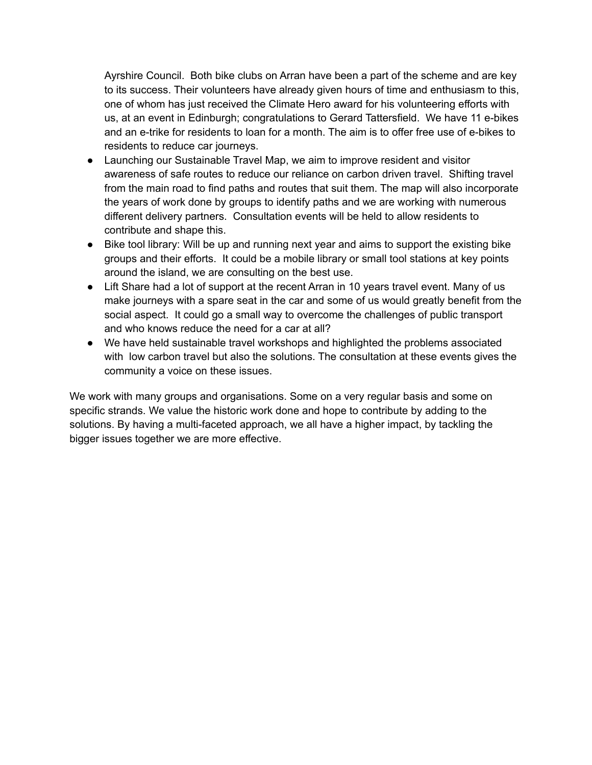Ayrshire Council. Both bike clubs on Arran have been a part of the scheme and are key to its success. Their volunteers have already given hours of time and enthusiasm to this, one of whom has just received the Climate Hero award for his volunteering efforts with us, at an event in Edinburgh; congratulations to Gerard Tattersfield. We have 11 e-bikes and an e-trike for residents to loan for a month. The aim is to offer free use of e-bikes to residents to reduce car journeys.

- Launching our Sustainable Travel Map, we aim to improve resident and visitor awareness of safe routes to reduce our reliance on carbon driven travel. Shifting travel from the main road to find paths and routes that suit them. The map will also incorporate the years of work done by groups to identify paths and we are working with numerous different delivery partners. Consultation events will be held to allow residents to contribute and shape this.
- Bike tool library: Will be up and running next year and aims to support the existing bike groups and their efforts. It could be a mobile library or small tool stations at key points around the island, we are consulting on the best use.
- Lift Share had a lot of support at the recent Arran in 10 years travel event. Many of us make journeys with a spare seat in the car and some of us would greatly benefit from the social aspect. It could go a small way to overcome the challenges of public transport and who knows reduce the need for a car at all?
- We have held sustainable travel workshops and highlighted the problems associated with low carbon travel but also the solutions. The consultation at these events gives the community a voice on these issues.

We work with many groups and organisations. Some on a very regular basis and some on specific strands. We value the historic work done and hope to contribute by adding to the solutions. By having a multi-faceted approach, we all have a higher impact, by tackling the bigger issues together we are more effective.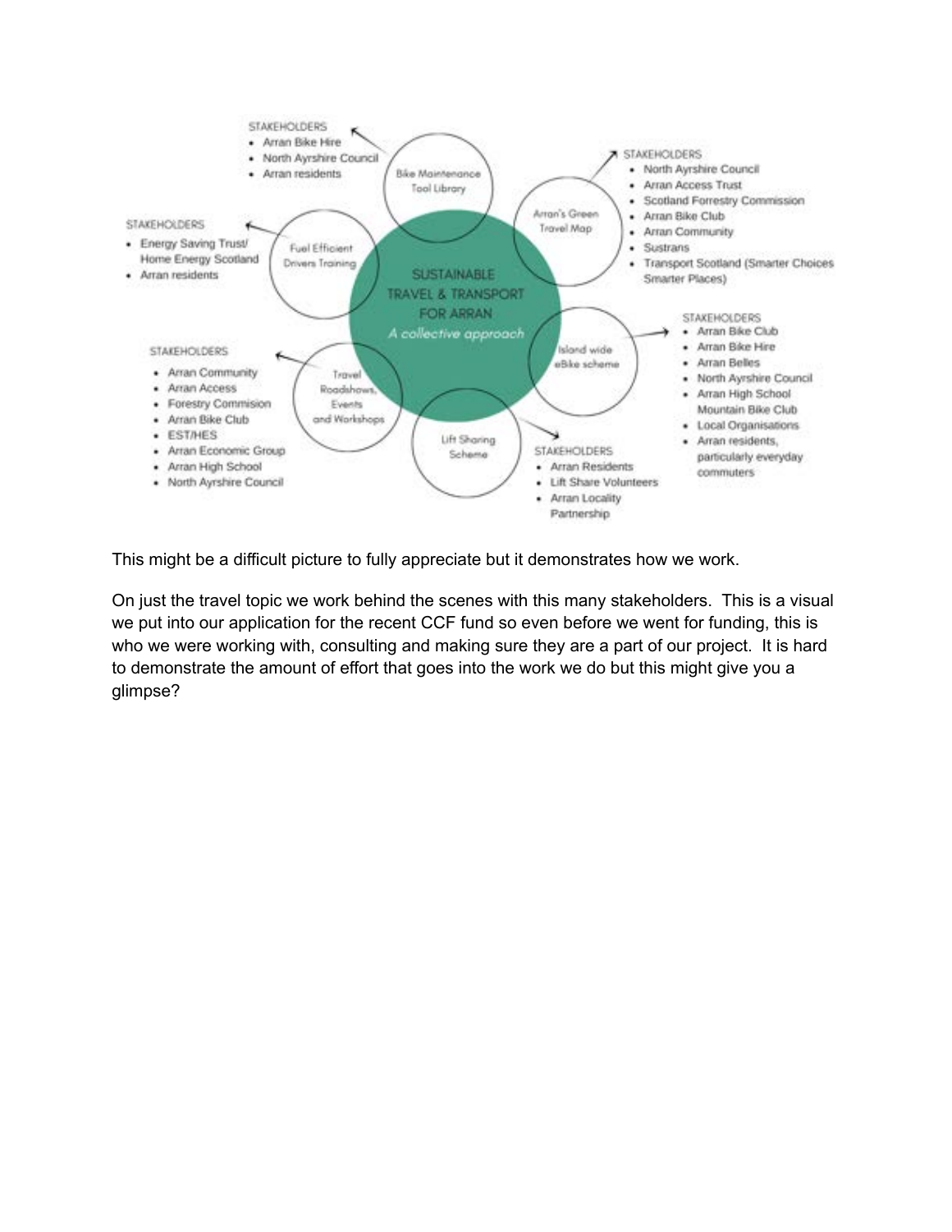STAKEHOLDERS
- Arran Bike Hire
- North Ayrshire Council
- Arran residents

Bike Maintenance Tool Library

STAKEHOLDERS
- North Ayrshire Council
- Arran Access Trust
- Scotland Forrestry Commission
- Arran Bike Club
- Arran Community
- Sustrans
- Transport Scotland (Smarter Choices Smarter Places)

Arran's Green Travel Map

STAKEHOLDERS
- Energy Saving Trust/ Home Energy Scotland
- Arran residents

Fuel Efficient Drivers Training

SUSTAINABLE TRAVEL & TRANSPORT FOR ARRAN

*A collective approach*

STAKEHOLDERS
- Arran Bike Club
- Arran Bike Hire
- Arran Belles
- North Ayrshire Council
- Arran High School Mountain Bike Club
- Local Organisations
- Arran residents, particularly everyday commuters

Island wide eBike scheme

STAKEHOLDERS
- Arran Community
- Arran Access
- Forestry Commision
- Arran Bike Club
- EST/HES
- Arran Economic Group
- Arran High School
- North Ayrshire Council

Travel Roadshows, Events and Workshops

Lift Sharing Scheme

STAKEHOLDERS
- Arran Residents
- Lift Share Volunteers
- Arran Locality Partnership

This might be a difficult picture to fully appreciate but it demonstrates how we work.

On just the travel topic we work behind the scenes with this many stakeholders. This is a visual we put into our application for the recent CCF fund so even before we went for funding, this is who we were working with, consulting and making sure they are a part of our project. It is hard to demonstrate the amount of effort that goes into the work we do but this might give you a glimpse?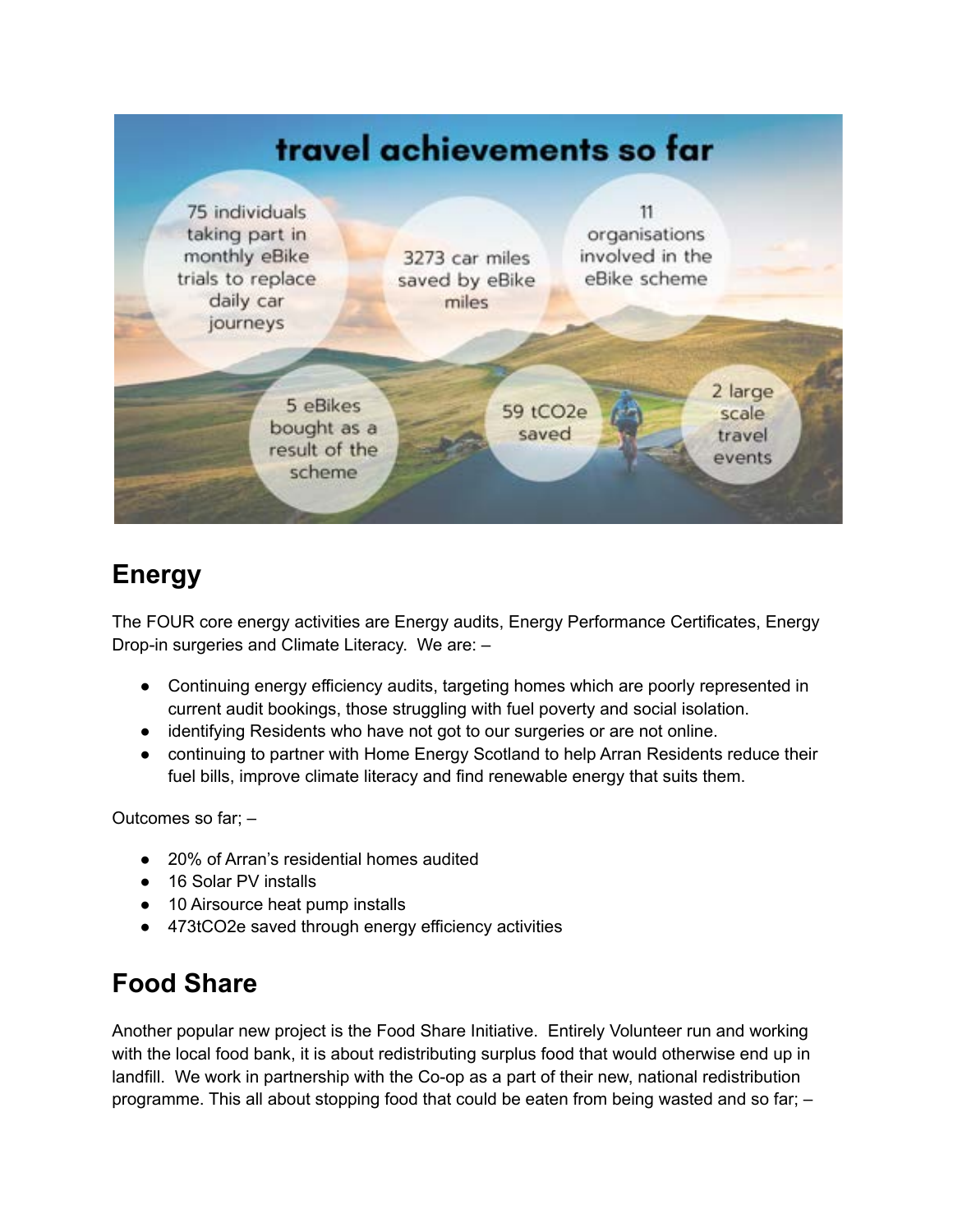## travel achievements so far

- 75 individuals taking part in monthly eBike trials to replace daily car journeys
- 3273 car miles saved by eBike miles
- 11 organisations involved in the eBike scheme
- 5 eBikes bought as a result of the scheme
- 59 t$CO_2$e saved
- 2 large scale travel events

## Energy

The FOUR core energy activities are Energy audits, Energy Performance Certificates, Energy Drop-in surgeries and Climate Literacy. We are: –

- Continuing energy efficiency audits, targeting homes which are poorly represented in current audit bookings, those struggling with fuel poverty and social isolation.
- identifying Residents who have not got to our surgeries or are not online.
- continuing to partner with Home Energy Scotland to help Arran Residents reduce their fuel bills, improve climate literacy and find renewable energy that suits them.

Outcomes so far; –

- 20% of Arran's residential homes audited
- 16 Solar PV installs
- 10 Airsource heat pump installs
- 473t$CO_2$e saved through energy efficiency activities

## Food Share

Another popular new project is the Food Share Initiative. Entirely Volunteer run and working with the local food bank, it is about redistributing surplus food that would otherwise end up in landfill. We work in partnership with the Co-op as a part of their new, national redistribution programme. This all about stopping food that could be eaten from being wasted and so far; –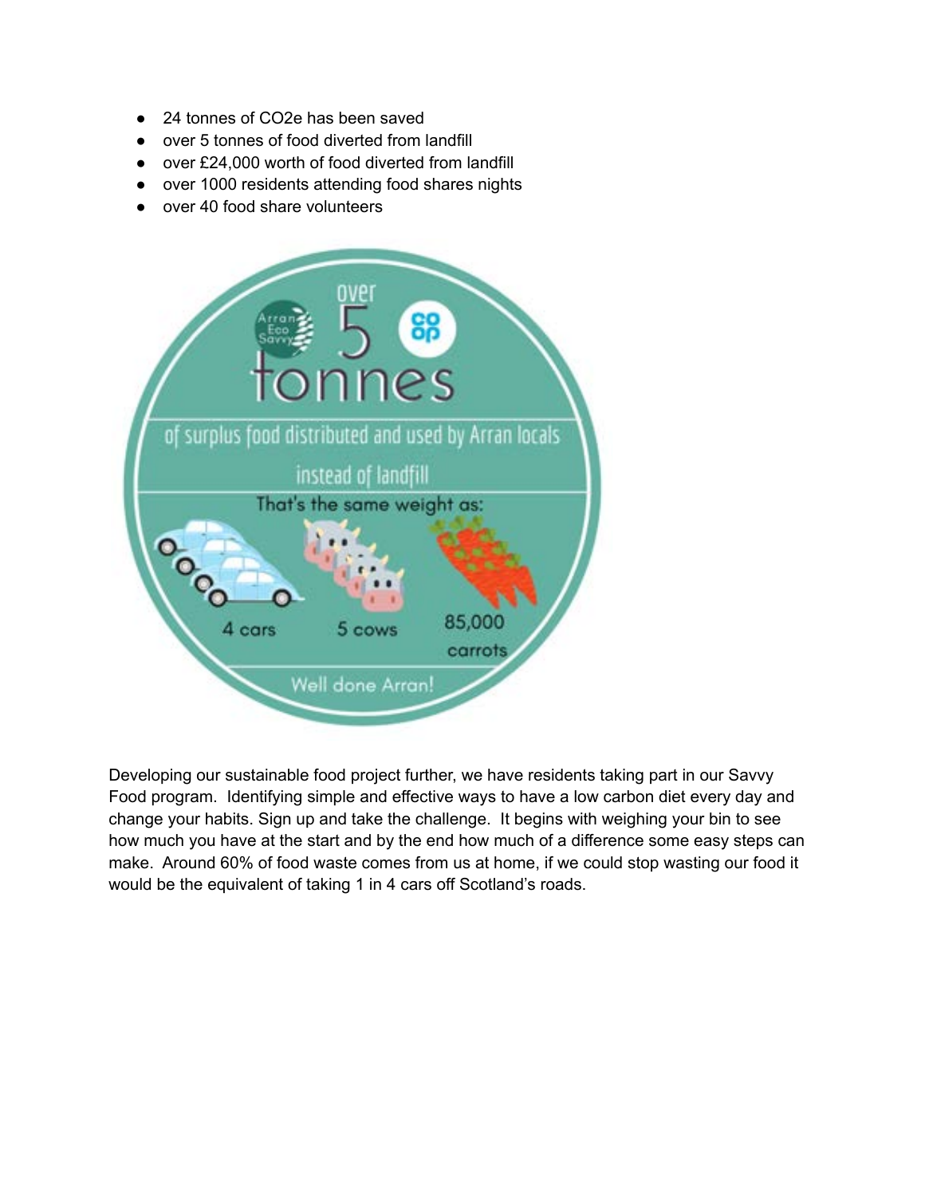- 24 tonnes of $CO_2e$ has been saved
- over 5 tonnes of food diverted from landfill
- over £24,000 worth of food diverted from landfill
- over 1000 residents attending food shares nights
- over 40 food share volunteers

Arran Eco Savvy

co op

over 5 tonnes

of surplus food distributed and used by Arran locals instead of landfill

That's the same weight as:

4 cars

5 cows

85,000 carrots

Well done Arran!

Developing our sustainable food project further, we have residents taking part in our Savvy Food program. Identifying simple and effective ways to have a low carbon diet every day and change your habits. Sign up and take the challenge. It begins with weighing your bin to see how much you have at the start and by the end how much of a difference some easy steps can make. Around 60% of food waste comes from us at home, if we could stop wasting our food it would be the equivalent of taking 1 in 4 cars off Scotland's roads.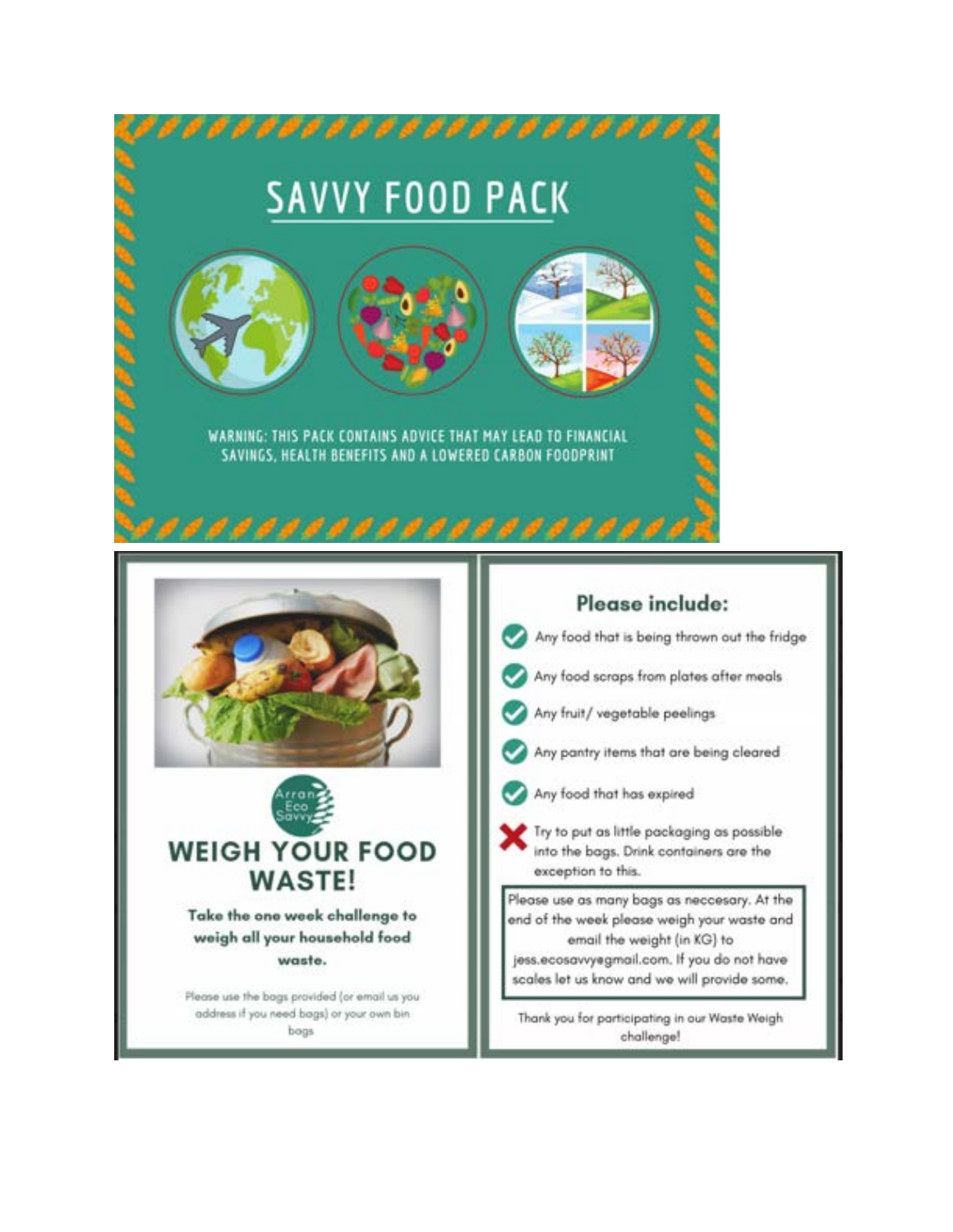# SAVVY FOOD PACK

WARNING: THIS PACK CONTAINS ADVICE THAT MAY LEAD TO FINANCIAL SAVINGS, HEALTH BENEFITS AND A LOWERED CARBON FOODPRINT

Arran Eco Savvy

## WEIGH YOUR FOOD WASTE!

**Take the one week challenge to weigh all your household food waste.**

Please use the bags provided (or email us you address if you need bags) or your own bin bags

### Please include:

- ✔ Any food that is being thrown out the fridge
- ✔ Any food scraps from plates after meals
- ✔ Any fruit/ vegetable peelings
- ✔ Any pantry items that are being cleared
- ✔ Any food that has expired
- ✘ Try to put as little packaging as possible into the bags. Drink containers are the exception to this.

Please use as many bags as neccesary. At the end of the week please weigh your waste and email the weight (in KG) to jess.ecosavvy@gmail.com. If you do not have scales let us know and we will provide some.

Thank you for participating in our Waste Weigh challenge!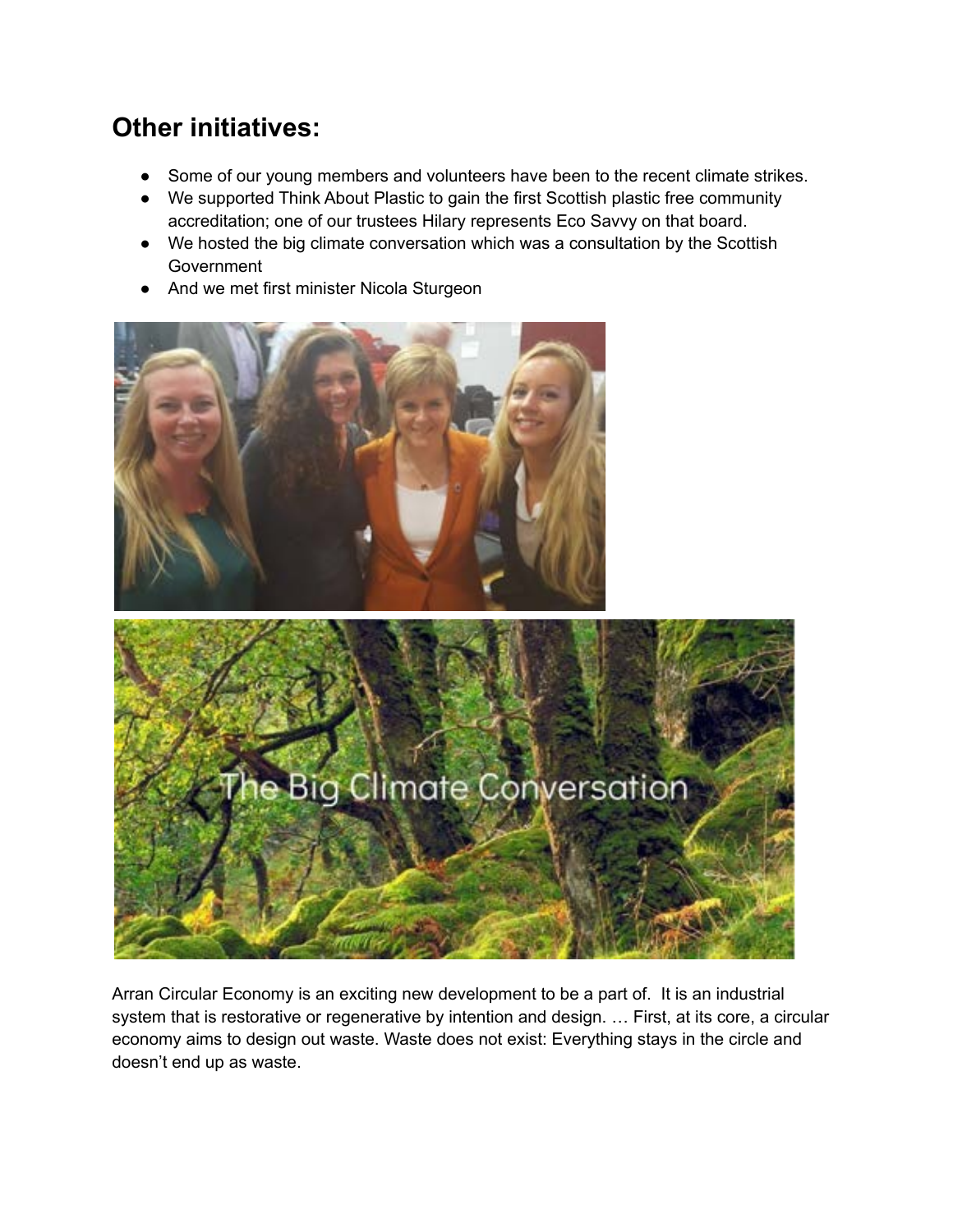## Other initiatives:

- Some of our young members and volunteers have been to the recent climate strikes.
- We supported Think About Plastic to gain the first Scottish plastic free community accreditation; one of our trustees Hilary represents Eco Savvy on that board.
- We hosted the big climate conversation which was a consultation by the Scottish Government
- And we met first minister Nicola Sturgeon

Arran Circular Economy is an exciting new development to be a part of. It is an industrial system that is restorative or regenerative by intention and design. … First, at its core, a circular economy aims to design out waste. Waste does not exist: Everything stays in the circle and doesn't end up as waste.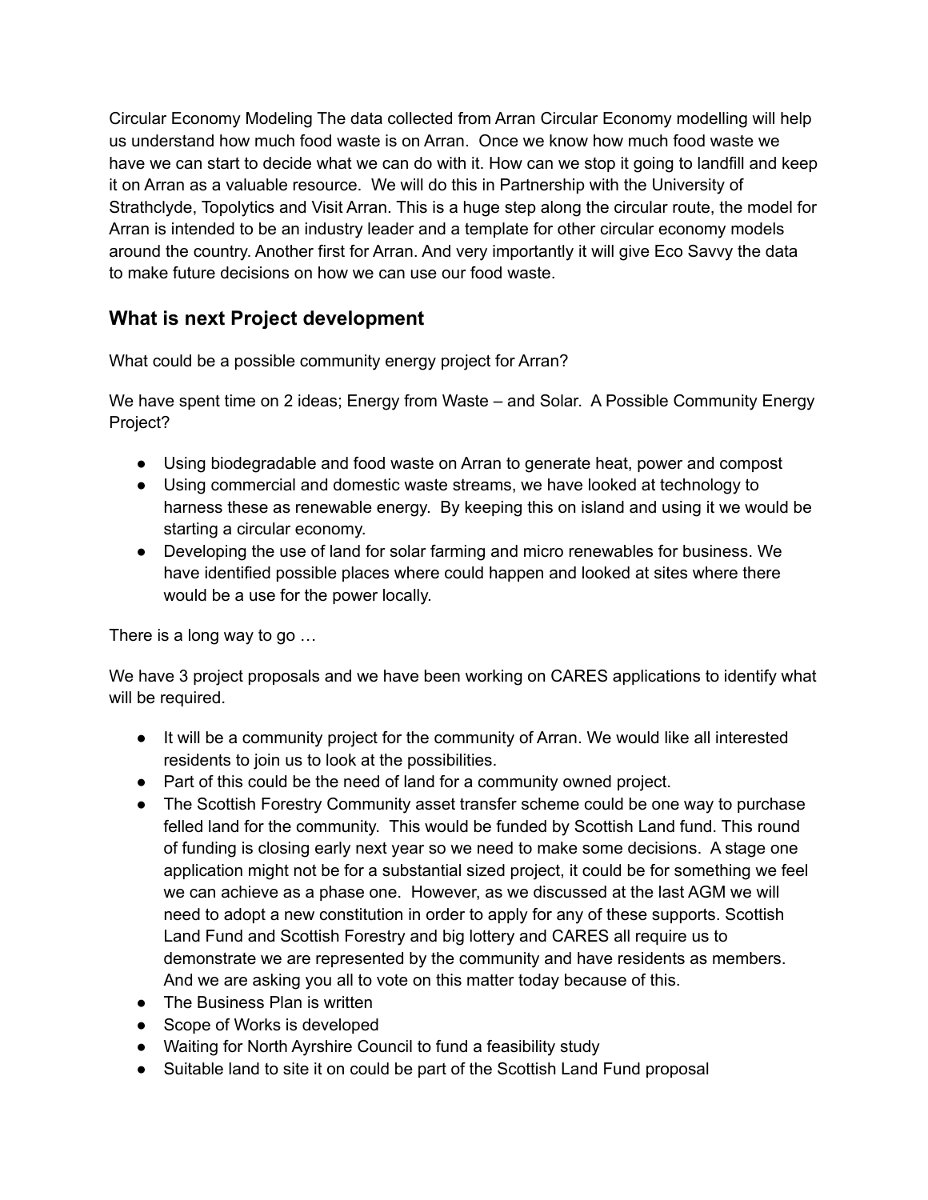Circular Economy Modeling The data collected from Arran Circular Economy modelling will help us understand how much food waste is on Arran. Once we know how much food waste we have we can start to decide what we can do with it. How can we stop it going to landfill and keep it on Arran as a valuable resource. We will do this in Partnership with the University of Strathclyde, Topolytics and Visit Arran. This is a huge step along the circular route, the model for Arran is intended to be an industry leader and a template for other circular economy models around the country. Another first for Arran. And very importantly it will give Eco Savvy the data to make future decisions on how we can use our food waste.

## What is next Project development

What could be a possible community energy project for Arran?

We have spent time on 2 ideas; Energy from Waste – and Solar. A Possible Community Energy Project?

- Using biodegradable and food waste on Arran to generate heat, power and compost
- Using commercial and domestic waste streams, we have looked at technology to harness these as renewable energy. By keeping this on island and using it we would be starting a circular economy.
- Developing the use of land for solar farming and micro renewables for business. We have identified possible places where could happen and looked at sites where there would be a use for the power locally.

There is a long way to go …

We have 3 project proposals and we have been working on CARES applications to identify what will be required.

- It will be a community project for the community of Arran. We would like all interested residents to join us to look at the possibilities.
- Part of this could be the need of land for a community owned project.
- The Scottish Forestry Community asset transfer scheme could be one way to purchase felled land for the community. This would be funded by Scottish Land fund. This round of funding is closing early next year so we need to make some decisions. A stage one application might not be for a substantial sized project, it could be for something we feel we can achieve as a phase one. However, as we discussed at the last AGM we will need to adopt a new constitution in order to apply for any of these supports. Scottish Land Fund and Scottish Forestry and big lottery and CARES all require us to demonstrate we are represented by the community and have residents as members. And we are asking you all to vote on this matter today because of this.
- The Business Plan is written
- Scope of Works is developed
- Waiting for North Ayrshire Council to fund a feasibility study
- Suitable land to site it on could be part of the Scottish Land Fund proposal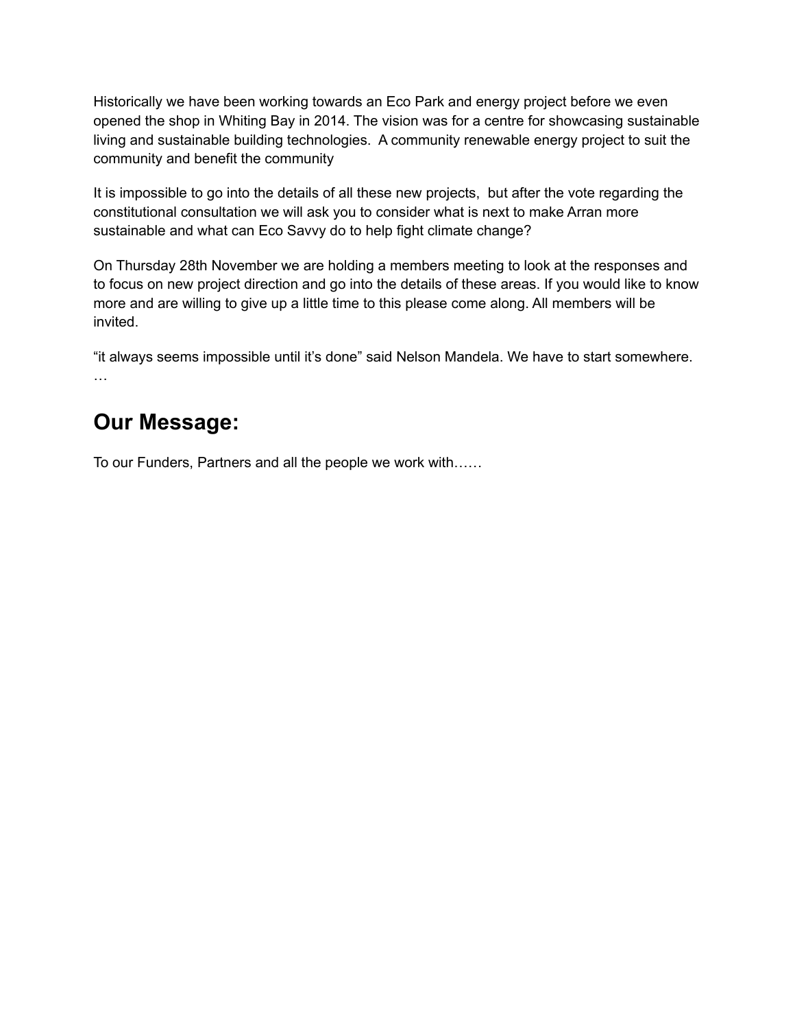Historically we have been working towards an Eco Park and energy project before we even opened the shop in Whiting Bay in 2014. The vision was for a centre for showcasing sustainable living and sustainable building technologies.  A community renewable energy project to suit the community and benefit the community

It is impossible to go into the details of all these new projects,  but after the vote regarding the constitutional consultation we will ask you to consider what is next to make Arran more sustainable and what can Eco Savvy do to help fight climate change?

On Thursday 28th November we are holding a members meeting to look at the responses and to focus on new project direction and go into the details of these areas. If you would like to know more and are willing to give up a little time to this please come along. All members will be invited.

“it always seems impossible until it’s done” said Nelson Mandela. We have to start somewhere. …

## Our Message:

To our Funders, Partners and all the people we work with……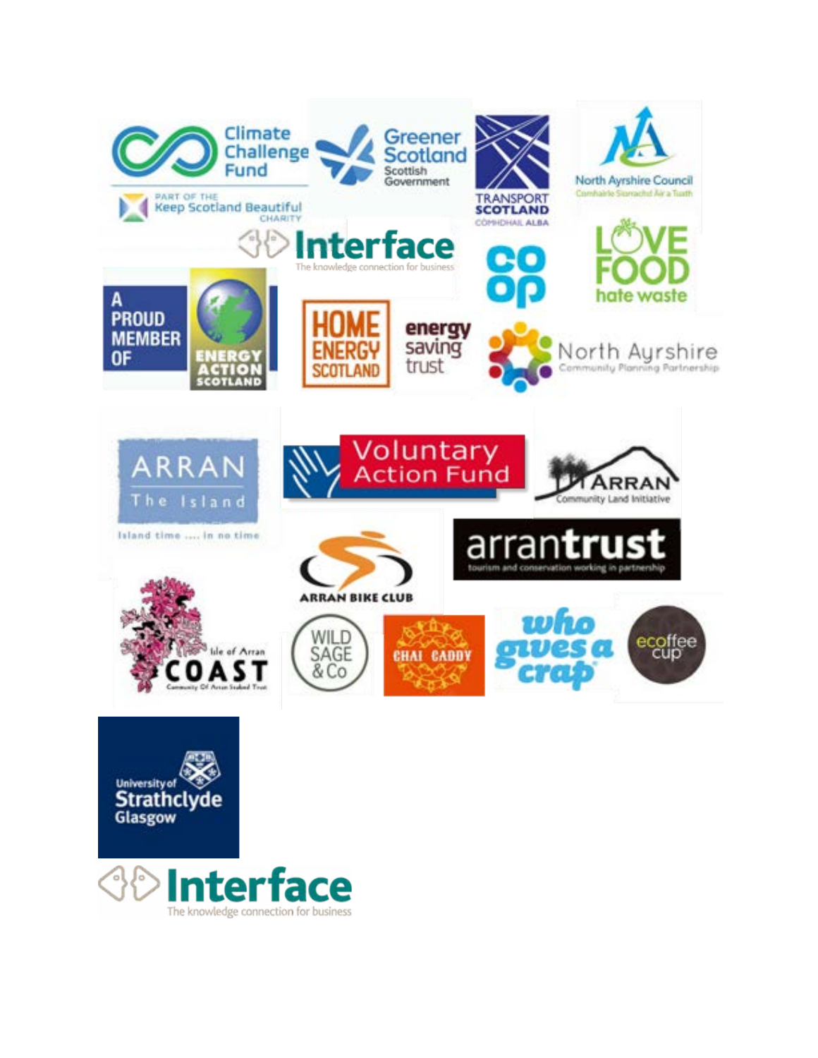Climate Challenge Fund

PART OF THE Keep Scotland Beautiful CHARITY

Greener Scotland Scottish Government

TRANSPORT SCOTLAND CÒMHDHAIL ALBA

North Ayrshire Council Comhairle Siorrachd Àir a Tuath

Interface The knowledge connection for business

co op

LOVE FOOD hate waste

A PROUD MEMBER OF ENERGY ACTION SCOTLAND

HOME ENERGY SCOTLAND

energy saving trust

North Ayrshire Community Planning Partnership

ARRAN The Island

Island time .... in no time

Voluntary Action Fund

ARRAN Community Land Initiative

arrantrust tourism and conservation working in partnership

ARRAN BIKE CLUB

Isle of Arran COAST Community Of Arran Seabed Trust

WILD SAGE & Co

CHAI CADDY

who gives a crap

ecoffee cup

University of Strathclyde Glasgow

Interface The knowledge connection for business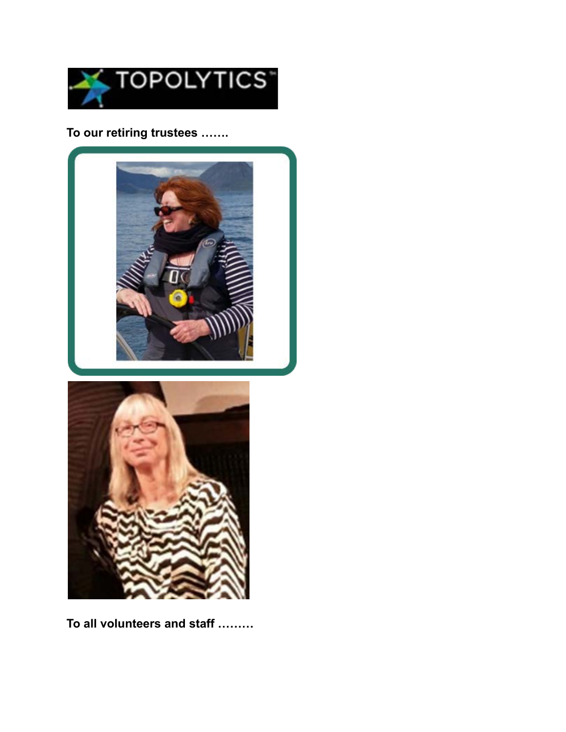TOPOLYTICS

**To our retiring trustees …….**

**To all volunteers and staff ………**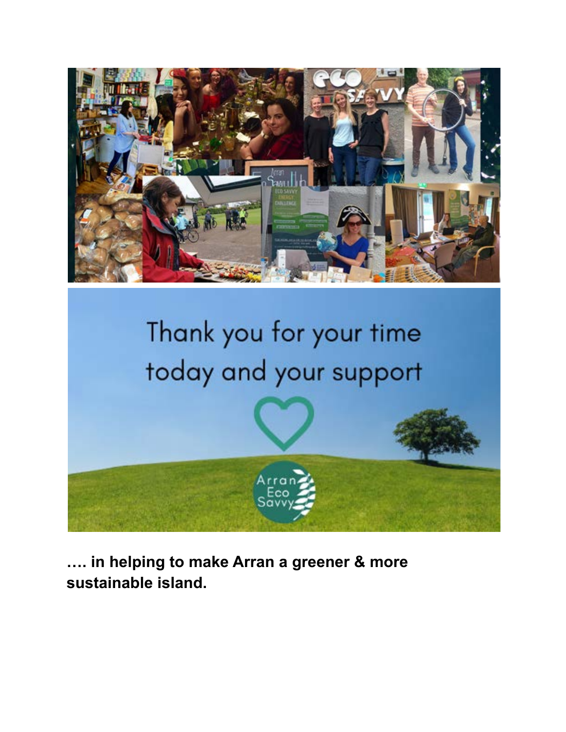**…. in helping to make Arran a greener & more sustainable island.**